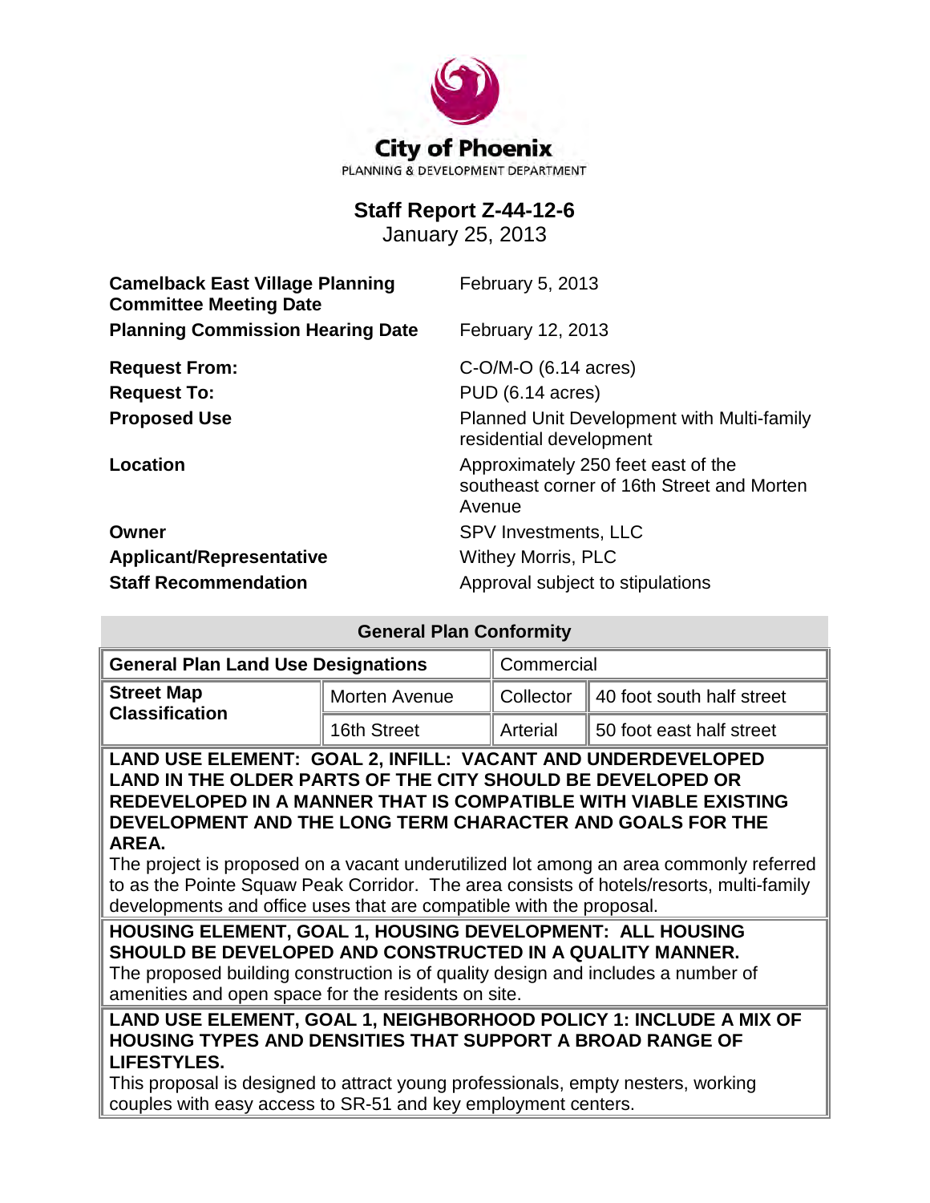City of Phoenix

PLANNING & DEVELOPMENT DEPARTMENT

# Staff Report Z-44-12-6

January 25, 2013

| | |
|---|---|
| **Camelback East Village Planning Committee Meeting Date** | February 5, 2013 |
| **Planning Commission Hearing Date** | February 12, 2013 |
| **Request From:** | C-O/M-O (6.14 acres) |
| **Request To:** | PUD (6.14 acres) |
| **Proposed Use** | Planned Unit Development with Multi-family residential development |
| **Location** | Approximately 250 feet east of the southeast corner of 16th Street and Morten Avenue |
| **Owner** | SPV Investments, LLC |
| **Applicant/Representative** | Withey Morris, PLC |
| **Staff Recommendation** | Approval subject to stipulations |

## General Plan Conformity

| General Plan Land Use Designations | | Commercial | |
|---|---|---|---|
| **Street Map Classification** | Morten Avenue | Collector | 40 foot south half street |
| | 16th Street | Arterial | 50 foot east half street |

**LAND USE ELEMENT: GOAL 2, INFILL: VACANT AND UNDERDEVELOPED LAND IN THE OLDER PARTS OF THE CITY SHOULD BE DEVELOPED OR REDEVELOPED IN A MANNER THAT IS COMPATIBLE WITH VIABLE EXISTING DEVELOPMENT AND THE LONG TERM CHARACTER AND GOALS FOR THE AREA.**

The project is proposed on a vacant underutilized lot among an area commonly referred to as the Pointe Squaw Peak Corridor. The area consists of hotels/resorts, multi-family developments and office uses that are compatible with the proposal.

**HOUSING ELEMENT, GOAL 1, HOUSING DEVELOPMENT: ALL HOUSING SHOULD BE DEVELOPED AND CONSTRUCTED IN A QUALITY MANNER.**

The proposed building construction is of quality design and includes a number of amenities and open space for the residents on site.

**LAND USE ELEMENT, GOAL 1, NEIGHBORHOOD POLICY 1: INCLUDE A MIX OF HOUSING TYPES AND DENSITIES THAT SUPPORT A BROAD RANGE OF LIFESTYLES.**

This proposal is designed to attract young professionals, empty nesters, working couples with easy access to SR-51 and key employment centers.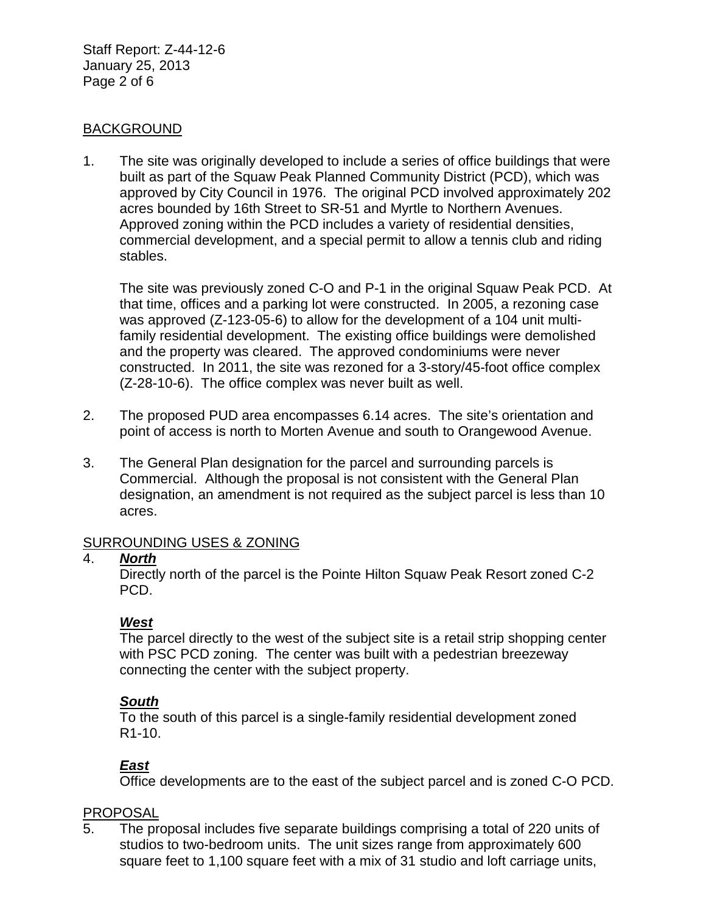## BACKGROUND

1. The site was originally developed to include a series of office buildings that were built as part of the Squaw Peak Planned Community District (PCD), which was approved by City Council in 1976. The original PCD involved approximately 202 acres bounded by 16th Street to SR-51 and Myrtle to Northern Avenues. Approved zoning within the PCD includes a variety of residential densities, commercial development, and a special permit to allow a tennis club and riding stables.

   The site was previously zoned C-O and P-1 in the original Squaw Peak PCD. At that time, offices and a parking lot were constructed. In 2005, a rezoning case was approved (Z-123-05-6) to allow for the development of a 104 unit multi-family residential development. The existing office buildings were demolished and the property was cleared. The approved condominiums were never constructed. In 2011, the site was rezoned for a 3-story/45-foot office complex (Z-28-10-6). The office complex was never built as well.

2. The proposed PUD area encompasses 6.14 acres. The site's orientation and point of access is north to Morten Avenue and south to Orangewood Avenue.

3. The General Plan designation for the parcel and surrounding parcels is Commercial. Although the proposal is not consistent with the General Plan designation, an amendment is not required as the subject parcel is less than 10 acres.

## SURROUNDING USES & ZONING

4. ***North***

   Directly north of the parcel is the Pointe Hilton Squaw Peak Resort zoned C-2 PCD.

   ***West***

   The parcel directly to the west of the subject site is a retail strip shopping center with PSC PCD zoning. The center was built with a pedestrian breezeway connecting the center with the subject property.

   ***South***

   To the south of this parcel is a single-family residential development zoned R1-10.

   ***East***

   Office developments are to the east of the subject parcel and is zoned C-O PCD.

## PROPOSAL

5. The proposal includes five separate buildings comprising a total of 220 units of studios to two-bedroom units. The unit sizes range from approximately 600 square feet to 1,100 square feet with a mix of 31 studio and loft carriage units,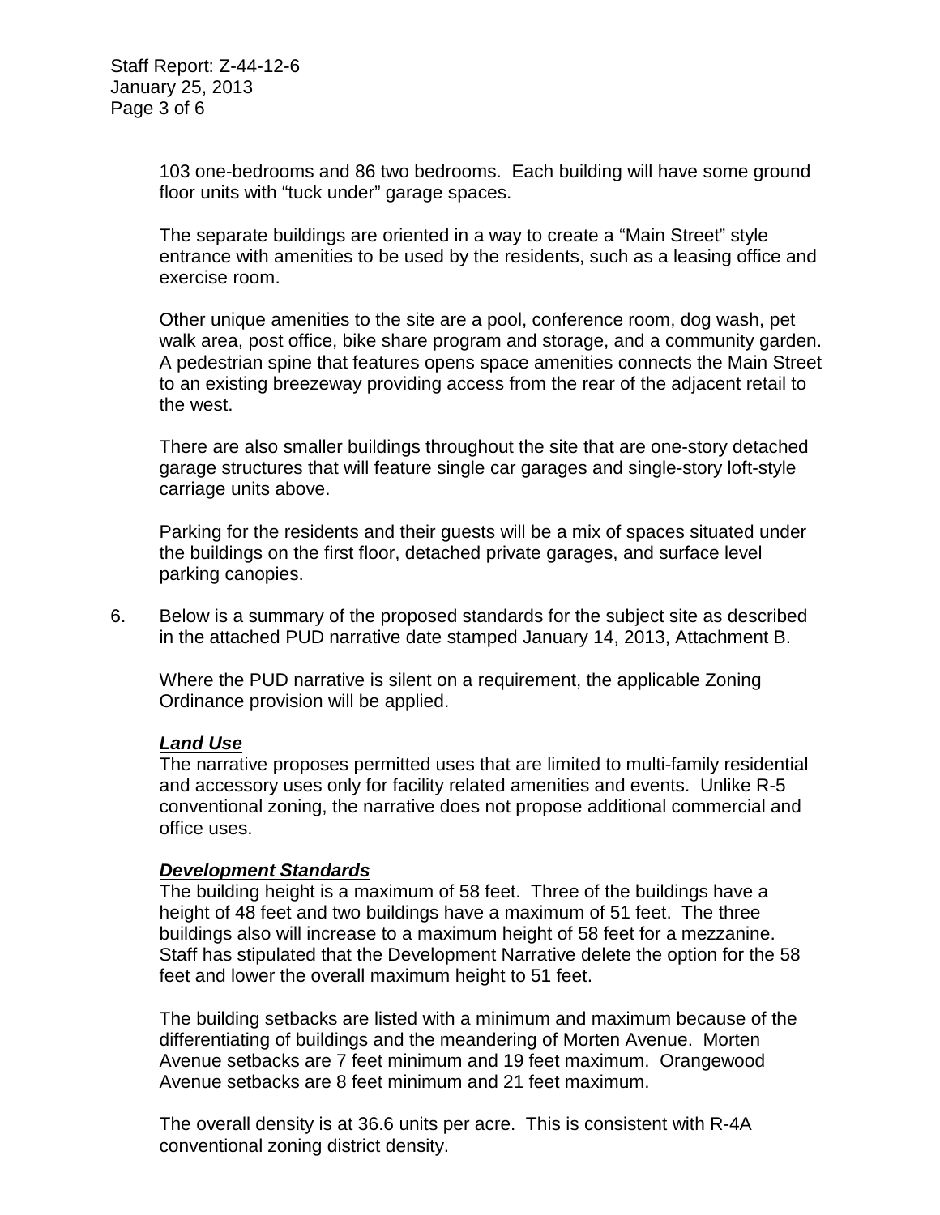103 one-bedrooms and 86 two bedrooms. Each building will have some ground floor units with "tuck under" garage spaces.

The separate buildings are oriented in a way to create a "Main Street" style entrance with amenities to be used by the residents, such as a leasing office and exercise room.

Other unique amenities to the site are a pool, conference room, dog wash, pet walk area, post office, bike share program and storage, and a community garden. A pedestrian spine that features opens space amenities connects the Main Street to an existing breezeway providing access from the rear of the adjacent retail to the west.

There are also smaller buildings throughout the site that are one-story detached garage structures that will feature single car garages and single-story loft-style carriage units above.

Parking for the residents and their guests will be a mix of spaces situated under the buildings on the first floor, detached private garages, and surface level parking canopies.

6. Below is a summary of the proposed standards for the subject site as described in the attached PUD narrative date stamped January 14, 2013, Attachment B.

   Where the PUD narrative is silent on a requirement, the applicable Zoning Ordinance provision will be applied.

   ***Land Use***
   The narrative proposes permitted uses that are limited to multi-family residential and accessory uses only for facility related amenities and events. Unlike R-5 conventional zoning, the narrative does not propose additional commercial and office uses.

   ***Development Standards***
   The building height is a maximum of 58 feet. Three of the buildings have a height of 48 feet and two buildings have a maximum of 51 feet. The three buildings also will increase to a maximum height of 58 feet for a mezzanine. Staff has stipulated that the Development Narrative delete the option for the 58 feet and lower the overall maximum height to 51 feet.

   The building setbacks are listed with a minimum and maximum because of the differentiating of buildings and the meandering of Morten Avenue. Morten Avenue setbacks are 7 feet minimum and 19 feet maximum. Orangewood Avenue setbacks are 8 feet minimum and 21 feet maximum.

   The overall density is at 36.6 units per acre. This is consistent with R-4A conventional zoning district density.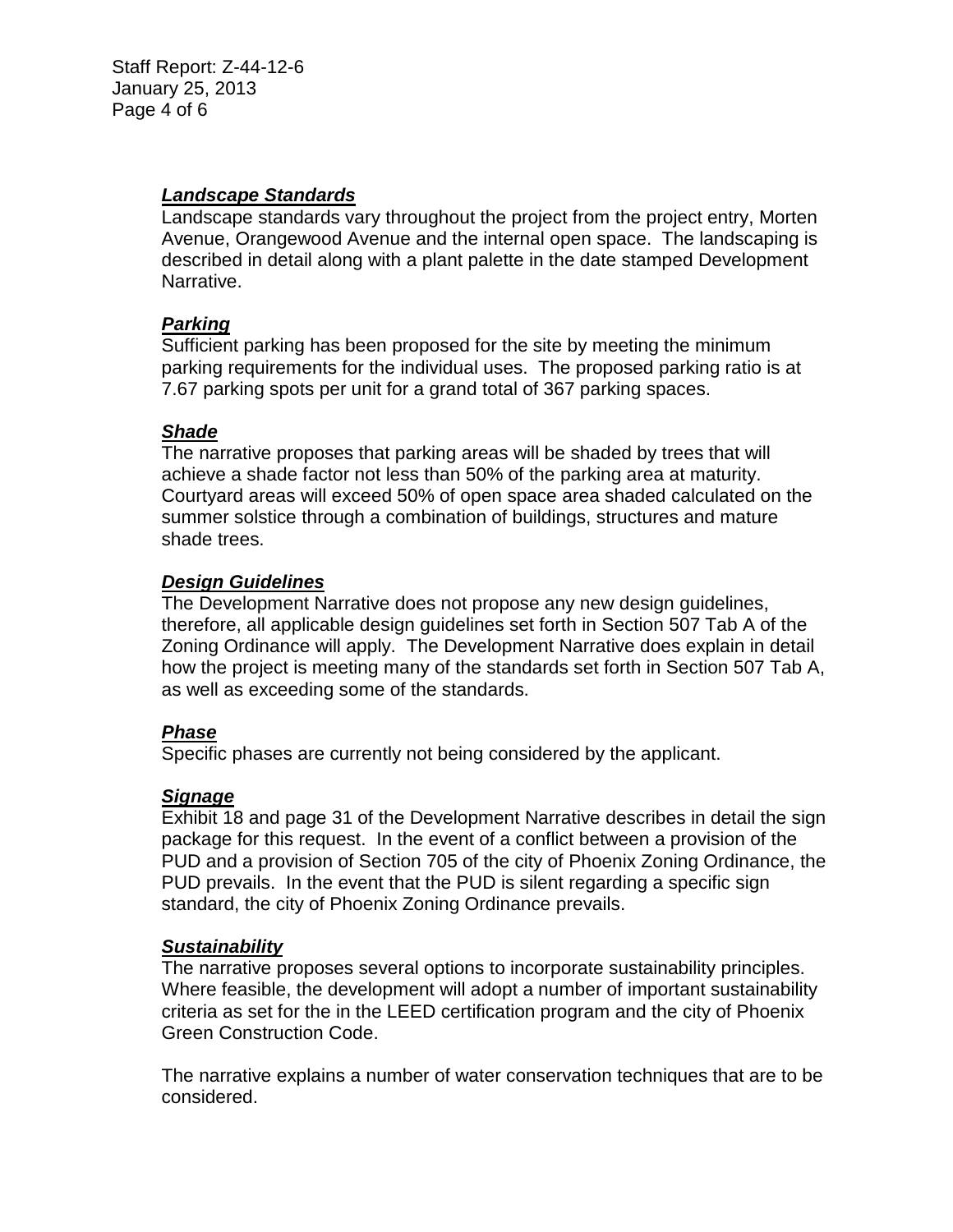***Landscape Standards***

Landscape standards vary throughout the project from the project entry, Morten Avenue, Orangewood Avenue and the internal open space. The landscaping is described in detail along with a plant palette in the date stamped Development Narrative.

***Parking***

Sufficient parking has been proposed for the site by meeting the minimum parking requirements for the individual uses. The proposed parking ratio is at 7.67 parking spots per unit for a grand total of 367 parking spaces.

***Shade***

The narrative proposes that parking areas will be shaded by trees that will achieve a shade factor not less than 50% of the parking area at maturity. Courtyard areas will exceed 50% of open space area shaded calculated on the summer solstice through a combination of buildings, structures and mature shade trees.

***Design Guidelines***

The Development Narrative does not propose any new design guidelines, therefore, all applicable design guidelines set forth in Section 507 Tab A of the Zoning Ordinance will apply. The Development Narrative does explain in detail how the project is meeting many of the standards set forth in Section 507 Tab A, as well as exceeding some of the standards.

***Phase***

Specific phases are currently not being considered by the applicant.

***Signage***

Exhibit 18 and page 31 of the Development Narrative describes in detail the sign package for this request. In the event of a conflict between a provision of the PUD and a provision of Section 705 of the city of Phoenix Zoning Ordinance, the PUD prevails. In the event that the PUD is silent regarding a specific sign standard, the city of Phoenix Zoning Ordinance prevails.

***Sustainability***

The narrative proposes several options to incorporate sustainability principles. Where feasible, the development will adopt a number of important sustainability criteria as set for the in the LEED certification program and the city of Phoenix Green Construction Code.

The narrative explains a number of water conservation techniques that are to be considered.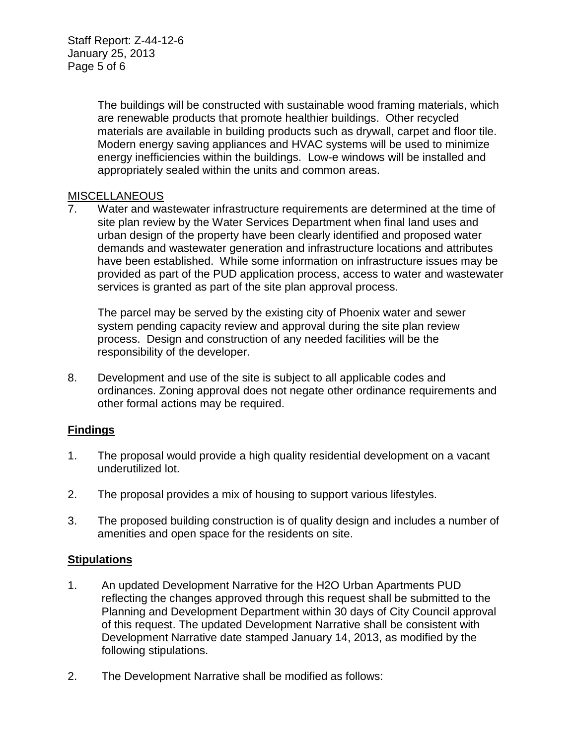The buildings will be constructed with sustainable wood framing materials, which are renewable products that promote healthier buildings. Other recycled materials are available in building products such as drywall, carpet and floor tile. Modern energy saving appliances and HVAC systems will be used to minimize energy inefficiencies within the buildings. Low-e windows will be installed and appropriately sealed within the units and common areas.

MISCELLANEOUS

7. Water and wastewater infrastructure requirements are determined at the time of site plan review by the Water Services Department when final land uses and urban design of the property have been clearly identified and proposed water demands and wastewater generation and infrastructure locations and attributes have been established. While some information on infrastructure issues may be provided as part of the PUD application process, access to water and wastewater services is granted as part of the site plan approval process.

   The parcel may be served by the existing city of Phoenix water and sewer system pending capacity review and approval during the site plan review process. Design and construction of any needed facilities will be the responsibility of the developer.

8. Development and use of the site is subject to all applicable codes and ordinances. Zoning approval does not negate other ordinance requirements and other formal actions may be required.

## Findings

1. The proposal would provide a high quality residential development on a vacant underutilized lot.

2. The proposal provides a mix of housing to support various lifestyles.

3. The proposed building construction is of quality design and includes a number of amenities and open space for the residents on site.

## Stipulations

1. An updated Development Narrative for the H2O Urban Apartments PUD reflecting the changes approved through this request shall be submitted to the Planning and Development Department within 30 days of City Council approval of this request. The updated Development Narrative shall be consistent with Development Narrative date stamped January 14, 2013, as modified by the following stipulations.

2. The Development Narrative shall be modified as follows: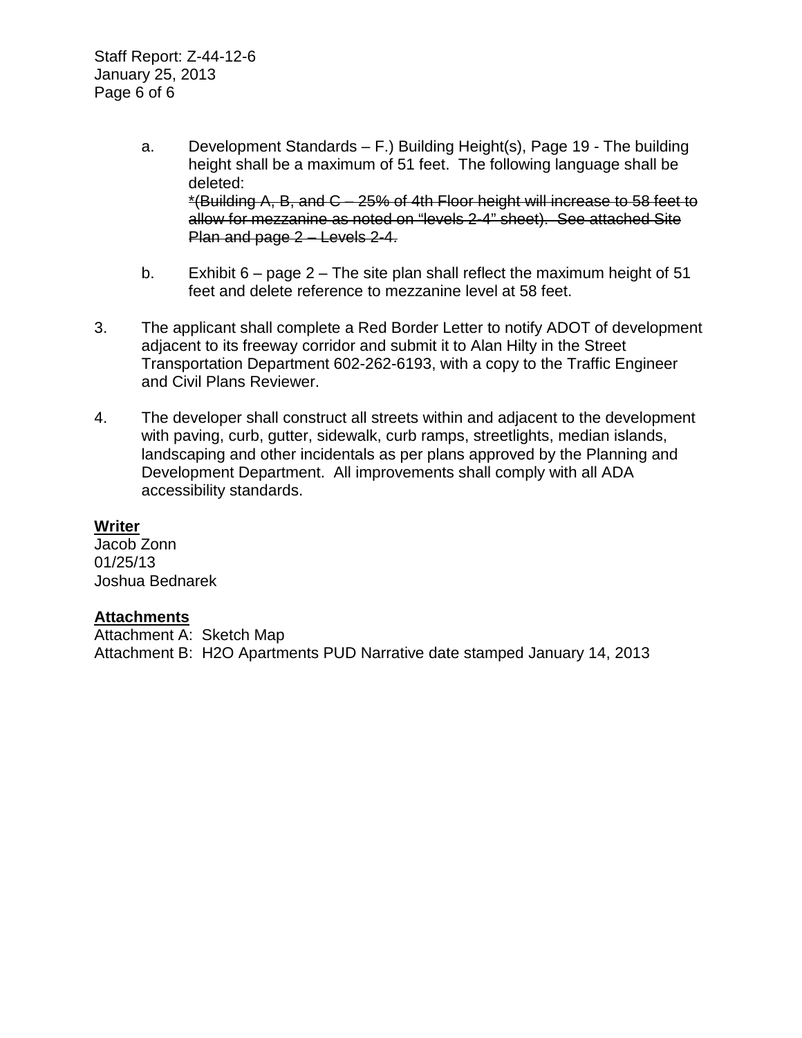a. Development Standards – F.) Building Height(s), Page 19 - The building height shall be a maximum of 51 feet. The following language shall be deleted:
   ~~*(Building A, B, and C – 25% of 4th Floor height will increase to 58 feet to allow for mezzanine as noted on "levels 2-4" sheet). See attached Site Plan and page 2 – Levels 2-4.~~

b. Exhibit 6 – page 2 – The site plan shall reflect the maximum height of 51 feet and delete reference to mezzanine level at 58 feet.

3. The applicant shall complete a Red Border Letter to notify ADOT of development adjacent to its freeway corridor and submit it to Alan Hilty in the Street Transportation Department 602-262-6193, with a copy to the Traffic Engineer and Civil Plans Reviewer.

4. The developer shall construct all streets within and adjacent to the development with paving, curb, gutter, sidewalk, curb ramps, streetlights, median islands, landscaping and other incidentals as per plans approved by the Planning and Development Department. All improvements shall comply with all ADA accessibility standards.

**Writer**
Jacob Zonn
01/25/13
Joshua Bednarek

**Attachments**
Attachment A: Sketch Map
Attachment B: H2O Apartments PUD Narrative date stamped January 14, 2013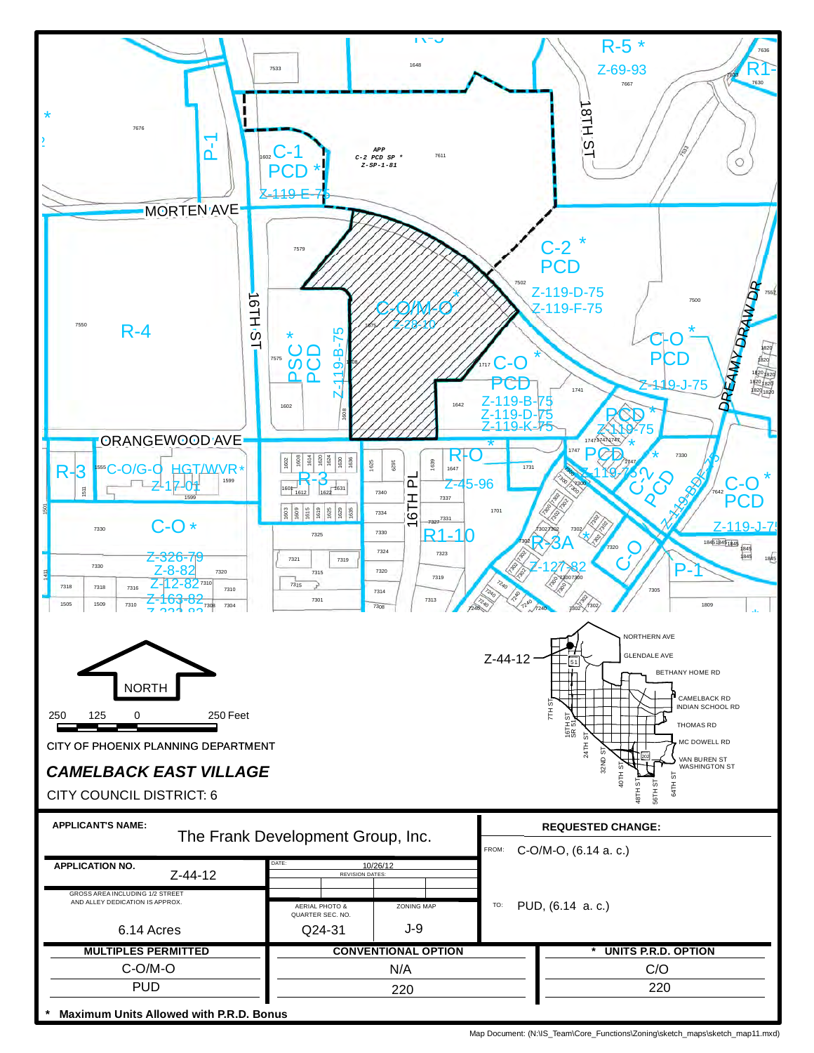NORTH

250 125 0 250 Feet

CITY OF PHOENIX PLANNING DEPARTMENT

***CAMELBACK EAST VILLAGE***

CITY COUNCIL DISTRICT: 6

Z-44-12

| APPLICANT'S NAME: | | | REQUESTED CHANGE: |
|---|---|---|---|
| The Frank Development Group, Inc. | | | FROM: C-O/M-O, (6.14 a. c.) |
| APPLICATION NO. Z-44-12 | DATE: 10/26/12 REVISION DATES: | | |
| GROSS AREA INCLUDING 1/2 STREET AND ALLEY DEDICATION IS APPROX. 6.14 Acres | AERIAL PHOTO & QUARTER SEC. NO. Q24-31 | ZONING MAP J-9 | TO: PUD, (6.14 a. c.) |

| MULTIPLES PERMITTED | CONVENTIONAL OPTION | * UNITS P.R.D. OPTION |
|---|---|---|
| C-O/M-O | N/A | C/O |
| PUD | 220 | 220 |

**\* Maximum Units Allowed with P.R.D. Bonus**

Map Document: (N:\IS_Team\Core_Functions\Zoning\sketch_maps\sketch_map11.mxd)